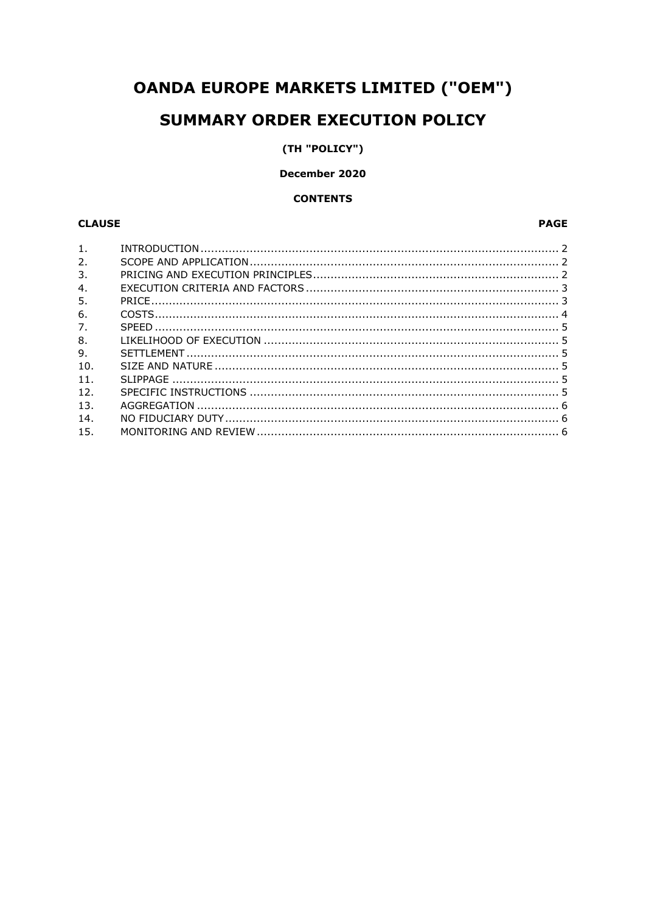# OANDA EUROPE MARKETS LIMITED ("OEM")

# SUMMARY ORDER EXECUTION POLICY

**(TH "POLICY")**

**December 2020**

**CONTENTS**

| CLAUSE | | PAGE |
|---|---|---|
| 1. | INTRODUCTION | 2 |
| 2. | SCOPE AND APPLICATION | 2 |
| 3. | PRICING AND EXECUTION PRINCIPLES | 2 |
| 4. | EXECUTION CRITERIA AND FACTORS | 3 |
| 5. | PRICE | 3 |
| 6. | COSTS | 4 |
| 7. | SPEED | 5 |
| 8. | LIKELIHOOD OF EXECUTION | 5 |
| 9. | SETTLEMENT | 5 |
| 10. | SIZE AND NATURE | 5 |
| 11. | SLIPPAGE | 5 |
| 12. | SPECIFIC INSTRUCTIONS | 5 |
| 13. | AGGREGATION | 6 |
| 14. | NO FIDUCIARY DUTY | 6 |
| 15. | MONITORING AND REVIEW | 6 |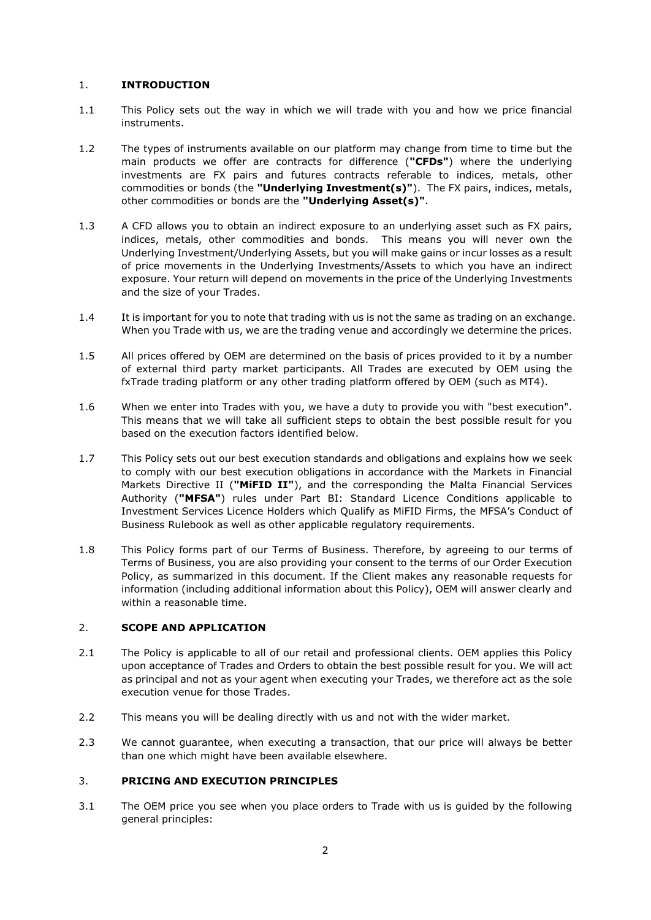## 1. INTRODUCTION

1.1 This Policy sets out the way in which we will trade with you and how we price financial instruments.

1.2 The types of instruments available on our platform may change from time to time but the main products we offer are contracts for difference (**"CFDs"**) where the underlying investments are FX pairs and futures contracts referable to indices, metals, other commodities or bonds (the **"Underlying Investment(s)"**). The FX pairs, indices, metals, other commodities or bonds are the **"Underlying Asset(s)"**.

1.3 A CFD allows you to obtain an indirect exposure to an underlying asset such as FX pairs, indices, metals, other commodities and bonds. This means you will never own the Underlying Investment/Underlying Assets, but you will make gains or incur losses as a result of price movements in the Underlying Investments/Assets to which you have an indirect exposure. Your return will depend on movements in the price of the Underlying Investments and the size of your Trades.

1.4 It is important for you to note that trading with us is not the same as trading on an exchange. When you Trade with us, we are the trading venue and accordingly we determine the prices.

1.5 All prices offered by OEM are determined on the basis of prices provided to it by a number of external third party market participants. All Trades are executed by OEM using the fxTrade trading platform or any other trading platform offered by OEM (such as MT4).

1.6 When we enter into Trades with you, we have a duty to provide you with "best execution". This means that we will take all sufficient steps to obtain the best possible result for you based on the execution factors identified below.

1.7 This Policy sets out our best execution standards and obligations and explains how we seek to comply with our best execution obligations in accordance with the Markets in Financial Markets Directive II (**"MiFID II"**), and the corresponding the Malta Financial Services Authority (**"MFSA"**) rules under Part BI: Standard Licence Conditions applicable to Investment Services Licence Holders which Qualify as MiFID Firms, the MFSA's Conduct of Business Rulebook as well as other applicable regulatory requirements.

1.8 This Policy forms part of our Terms of Business. Therefore, by agreeing to our terms of Terms of Business, you are also providing your consent to the terms of our Order Execution Policy, as summarized in this document. If the Client makes any reasonable requests for information (including additional information about this Policy), OEM will answer clearly and within a reasonable time.

## 2. SCOPE AND APPLICATION

2.1 The Policy is applicable to all of our retail and professional clients. OEM applies this Policy upon acceptance of Trades and Orders to obtain the best possible result for you. We will act as principal and not as your agent when executing your Trades, we therefore act as the sole execution venue for those Trades.

2.2 This means you will be dealing directly with us and not with the wider market.

2.3 We cannot guarantee, when executing a transaction, that our price will always be better than one which might have been available elsewhere.

## 3. PRICING AND EXECUTION PRINCIPLES

3.1 The OEM price you see when you place orders to Trade with us is guided by the following general principles: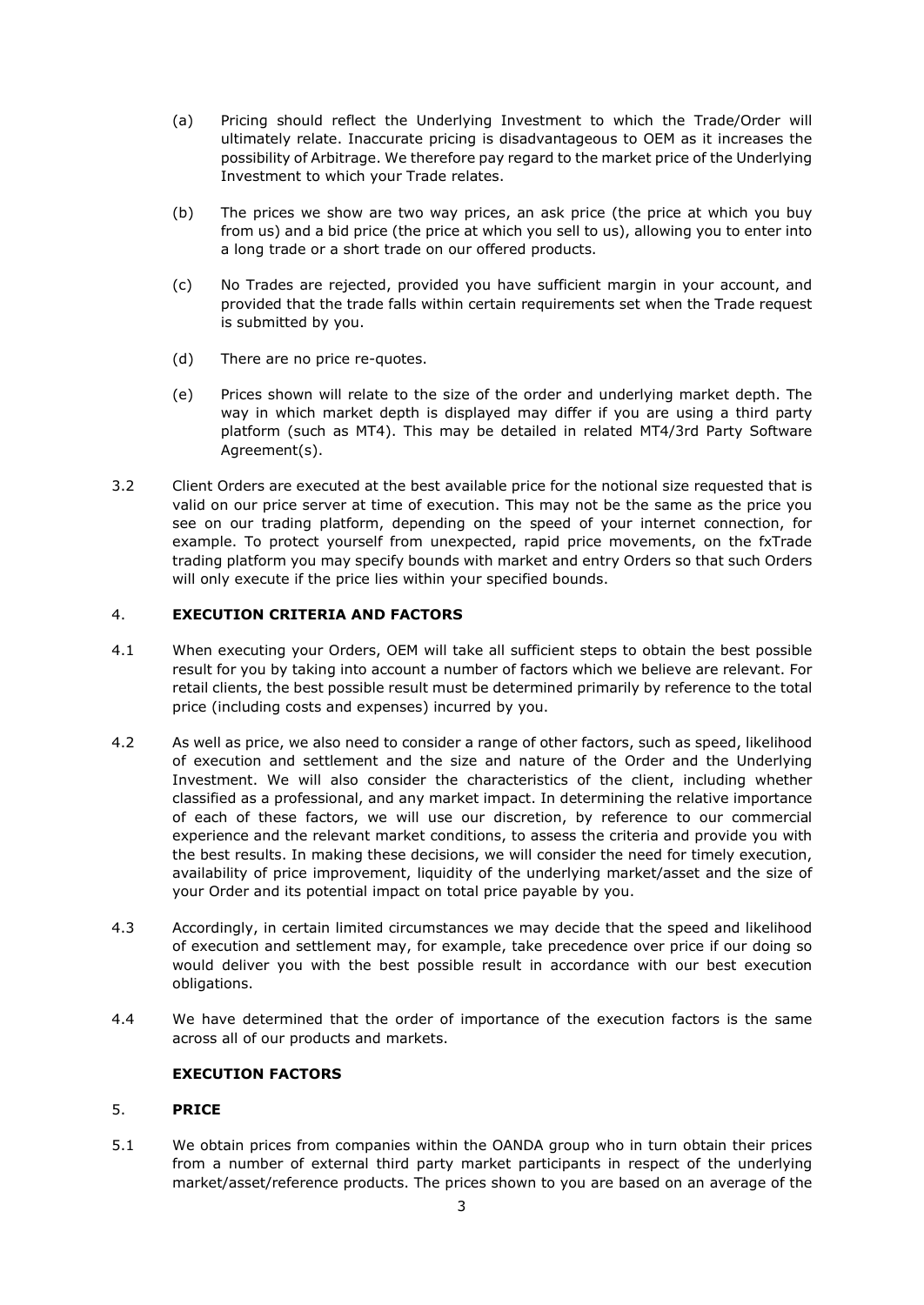(a) Pricing should reflect the Underlying Investment to which the Trade/Order will ultimately relate. Inaccurate pricing is disadvantageous to OEM as it increases the possibility of Arbitrage. We therefore pay regard to the market price of the Underlying Investment to which your Trade relates.

(b) The prices we show are two way prices, an ask price (the price at which you buy from us) and a bid price (the price at which you sell to us), allowing you to enter into a long trade or a short trade on our offered products.

(c) No Trades are rejected, provided you have sufficient margin in your account, and provided that the trade falls within certain requirements set when the Trade request is submitted by you.

(d) There are no price re-quotes.

(e) Prices shown will relate to the size of the order and underlying market depth. The way in which market depth is displayed may differ if you are using a third party platform (such as MT4). This may be detailed in related MT4/3rd Party Software Agreement(s).

3.2 Client Orders are executed at the best available price for the notional size requested that is valid on our price server at time of execution. This may not be the same as the price you see on our trading platform, depending on the speed of your internet connection, for example. To protect yourself from unexpected, rapid price movements, on the fxTrade trading platform you may specify bounds with market and entry Orders so that such Orders will only execute if the price lies within your specified bounds.

## 4. EXECUTION CRITERIA AND FACTORS

4.1 When executing your Orders, OEM will take all sufficient steps to obtain the best possible result for you by taking into account a number of factors which we believe are relevant. For retail clients, the best possible result must be determined primarily by reference to the total price (including costs and expenses) incurred by you.

4.2 As well as price, we also need to consider a range of other factors, such as speed, likelihood of execution and settlement and the size and nature of the Order and the Underlying Investment. We will also consider the characteristics of the client, including whether classified as a professional, and any market impact. In determining the relative importance of each of these factors, we will use our discretion, by reference to our commercial experience and the relevant market conditions, to assess the criteria and provide you with the best results. In making these decisions, we will consider the need for timely execution, availability of price improvement, liquidity of the underlying market/asset and the size of your Order and its potential impact on total price payable by you.

4.3 Accordingly, in certain limited circumstances we may decide that the speed and likelihood of execution and settlement may, for example, take precedence over price if our doing so would deliver you with the best possible result in accordance with our best execution obligations.

4.4 We have determined that the order of importance of the execution factors is the same across all of our products and markets.

## EXECUTION FACTORS

## 5. PRICE

5.1 We obtain prices from companies within the OANDA group who in turn obtain their prices from a number of external third party market participants in respect of the underlying market/asset/reference products. The prices shown to you are based on an average of the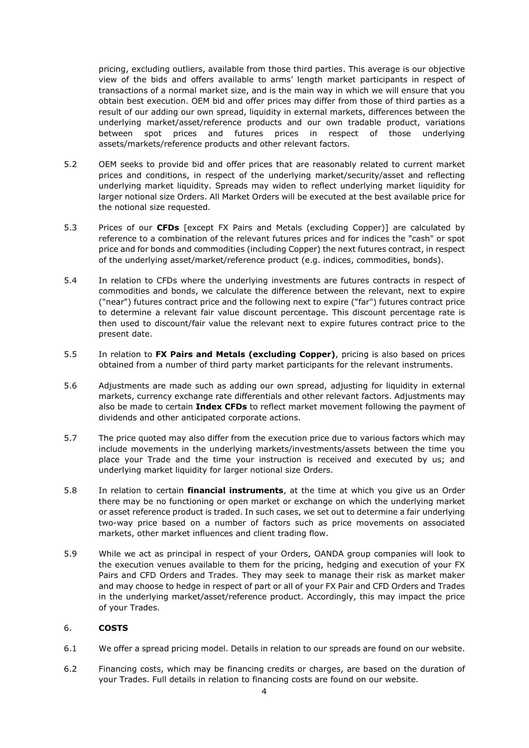pricing, excluding outliers, available from those third parties. This average is our objective view of the bids and offers available to arms' length market participants in respect of transactions of a normal market size, and is the main way in which we will ensure that you obtain best execution. OEM bid and offer prices may differ from those of third parties as a result of our adding our own spread, liquidity in external markets, differences between the underlying market/asset/reference products and our own tradable product, variations between spot prices and futures prices in respect of those underlying assets/markets/reference products and other relevant factors.

5.2 OEM seeks to provide bid and offer prices that are reasonably related to current market prices and conditions, in respect of the underlying market/security/asset and reflecting underlying market liquidity. Spreads may widen to reflect underlying market liquidity for larger notional size Orders. All Market Orders will be executed at the best available price for the notional size requested.

5.3 Prices of our **CFDs** [except FX Pairs and Metals (excluding Copper)] are calculated by reference to a combination of the relevant futures prices and for indices the "cash" or spot price and for bonds and commodities (including Copper) the next futures contract, in respect of the underlying asset/market/reference product (e.g. indices, commodities, bonds).

5.4 In relation to CFDs where the underlying investments are futures contracts in respect of commodities and bonds, we calculate the difference between the relevant, next to expire ("near") futures contract price and the following next to expire ("far") futures contract price to determine a relevant fair value discount percentage. This discount percentage rate is then used to discount/fair value the relevant next to expire futures contract price to the present date.

5.5 In relation to **FX Pairs and Metals (excluding Copper)**, pricing is also based on prices obtained from a number of third party market participants for the relevant instruments.

5.6 Adjustments are made such as adding our own spread, adjusting for liquidity in external markets, currency exchange rate differentials and other relevant factors. Adjustments may also be made to certain **Index CFDs** to reflect market movement following the payment of dividends and other anticipated corporate actions.

5.7 The price quoted may also differ from the execution price due to various factors which may include movements in the underlying markets/investments/assets between the time you place your Trade and the time your instruction is received and executed by us; and underlying market liquidity for larger notional size Orders.

5.8 In relation to certain **financial instruments**, at the time at which you give us an Order there may be no functioning or open market or exchange on which the underlying market or asset reference product is traded. In such cases, we set out to determine a fair underlying two-way price based on a number of factors such as price movements on associated markets, other market influences and client trading flow.

5.9 While we act as principal in respect of your Orders, OANDA group companies will look to the execution venues available to them for the pricing, hedging and execution of your FX Pairs and CFD Orders and Trades. They may seek to manage their risk as market maker and may choose to hedge in respect of part or all of your FX Pair and CFD Orders and Trades in the underlying market/asset/reference product. Accordingly, this may impact the price of your Trades.

## 6. **COSTS**

6.1 We offer a spread pricing model. Details in relation to our spreads are found on our website.

6.2 Financing costs, which may be financing credits or charges, are based on the duration of your Trades. Full details in relation to financing costs are found on our website.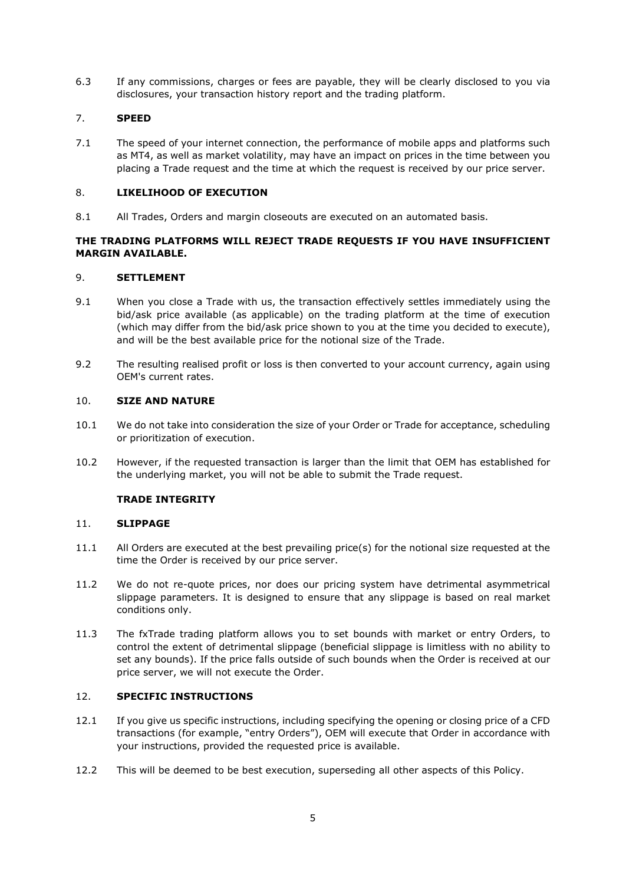6.3 If any commissions, charges or fees are payable, they will be clearly disclosed to you via disclosures, your transaction history report and the trading platform.

## 7. SPEED

7.1 The speed of your internet connection, the performance of mobile apps and platforms such as MT4, as well as market volatility, may have an impact on prices in the time between you placing a Trade request and the time at which the request is received by our price server.

## 8. LIKELIHOOD OF EXECUTION

8.1 All Trades, Orders and margin closeouts are executed on an automated basis.

**THE TRADING PLATFORMS WILL REJECT TRADE REQUESTS IF YOU HAVE INSUFFICIENT MARGIN AVAILABLE.**

## 9. SETTLEMENT

9.1 When you close a Trade with us, the transaction effectively settles immediately using the bid/ask price available (as applicable) on the trading platform at the time of execution (which may differ from the bid/ask price shown to you at the time you decided to execute), and will be the best available price for the notional size of the Trade.

9.2 The resulting realised profit or loss is then converted to your account currency, again using OEM's current rates.

## 10. SIZE AND NATURE

10.1 We do not take into consideration the size of your Order or Trade for acceptance, scheduling or prioritization of execution.

10.2 However, if the requested transaction is larger than the limit that OEM has established for the underlying market, you will not be able to submit the Trade request.

## TRADE INTEGRITY

## 11. SLIPPAGE

11.1 All Orders are executed at the best prevailing price(s) for the notional size requested at the time the Order is received by our price server.

11.2 We do not re-quote prices, nor does our pricing system have detrimental asymmetrical slippage parameters. It is designed to ensure that any slippage is based on real market conditions only.

11.3 The fxTrade trading platform allows you to set bounds with market or entry Orders, to control the extent of detrimental slippage (beneficial slippage is limitless with no ability to set any bounds). If the price falls outside of such bounds when the Order is received at our price server, we will not execute the Order.

## 12. SPECIFIC INSTRUCTIONS

12.1 If you give us specific instructions, including specifying the opening or closing price of a CFD transactions (for example, "entry Orders"), OEM will execute that Order in accordance with your instructions, provided the requested price is available.

12.2 This will be deemed to be best execution, superseding all other aspects of this Policy.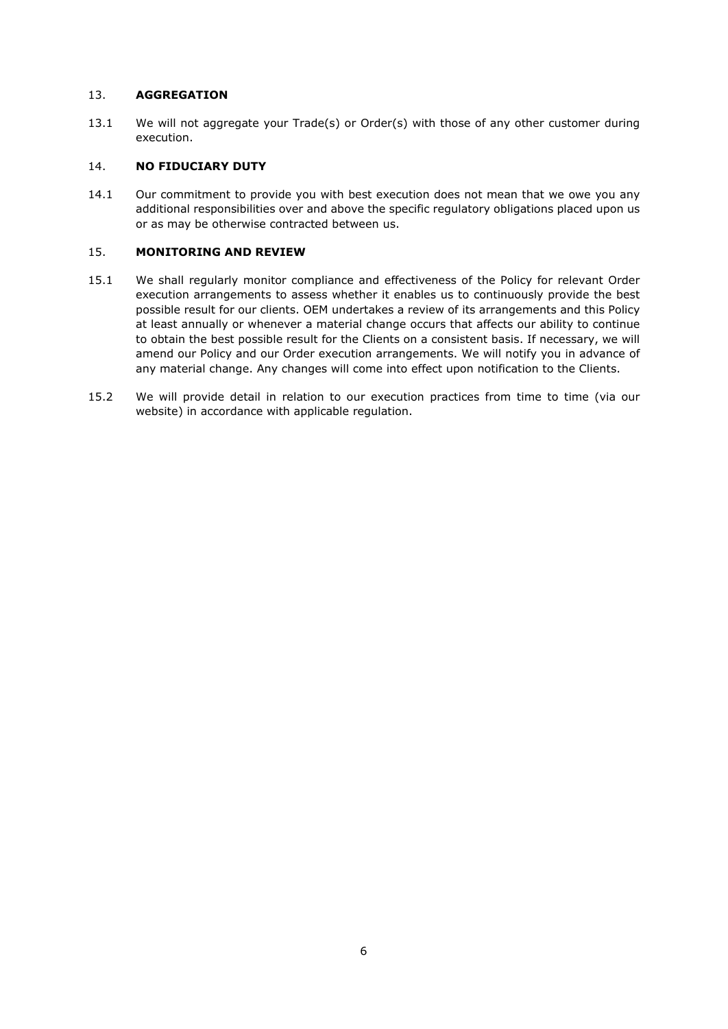## 13. AGGREGATION

13.1 We will not aggregate your Trade(s) or Order(s) with those of any other customer during execution.

## 14. NO FIDUCIARY DUTY

14.1 Our commitment to provide you with best execution does not mean that we owe you any additional responsibilities over and above the specific regulatory obligations placed upon us or as may be otherwise contracted between us.

## 15. MONITORING AND REVIEW

15.1 We shall regularly monitor compliance and effectiveness of the Policy for relevant Order execution arrangements to assess whether it enables us to continuously provide the best possible result for our clients. OEM undertakes a review of its arrangements and this Policy at least annually or whenever a material change occurs that affects our ability to continue to obtain the best possible result for the Clients on a consistent basis. If necessary, we will amend our Policy and our Order execution arrangements. We will notify you in advance of any material change. Any changes will come into effect upon notification to the Clients.

15.2 We will provide detail in relation to our execution practices from time to time (via our website) in accordance with applicable regulation.